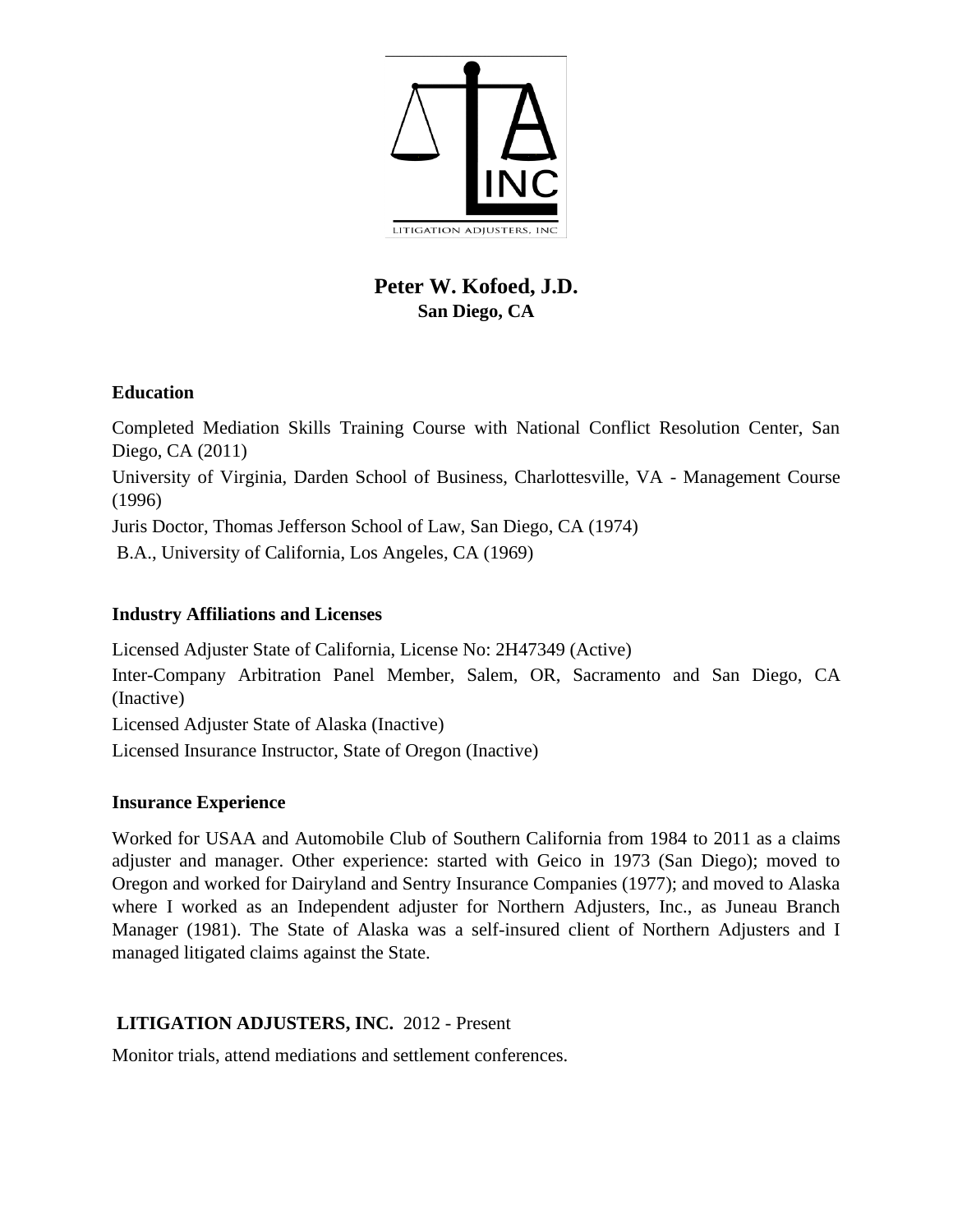# Peter W. Kofoed, J.D.

**San Diego, CA**

## Education

Completed Mediation Skills Training Course with National Conflict Resolution Center, San Diego, CA (2011)

University of Virginia, Darden School of Business, Charlottesville, VA - Management Course (1996)

Juris Doctor, Thomas Jefferson School of Law, San Diego, CA (1974)

B.A., University of California, Los Angeles, CA (1969)

## Industry Affiliations and Licenses

Licensed Adjuster State of California, License No: 2H47349 (Active)

Inter-Company Arbitration Panel Member, Salem, OR, Sacramento and San Diego, CA (Inactive)

Licensed Adjuster State of Alaska (Inactive)

Licensed Insurance Instructor, State of Oregon (Inactive)

## Insurance Experience

Worked for USAA and Automobile Club of Southern California from 1984 to 2011 as a claims adjuster and manager. Other experience: started with Geico in 1973 (San Diego); moved to Oregon and worked for Dairyland and Sentry Insurance Companies (1977); and moved to Alaska where I worked as an Independent adjuster for Northern Adjusters, Inc., as Juneau Branch Manager (1981). The State of Alaska was a self-insured client of Northern Adjusters and I managed litigated claims against the State.

## LITIGATION ADJUSTERS, INC. 2012 - Present

Monitor trials, attend mediations and settlement conferences.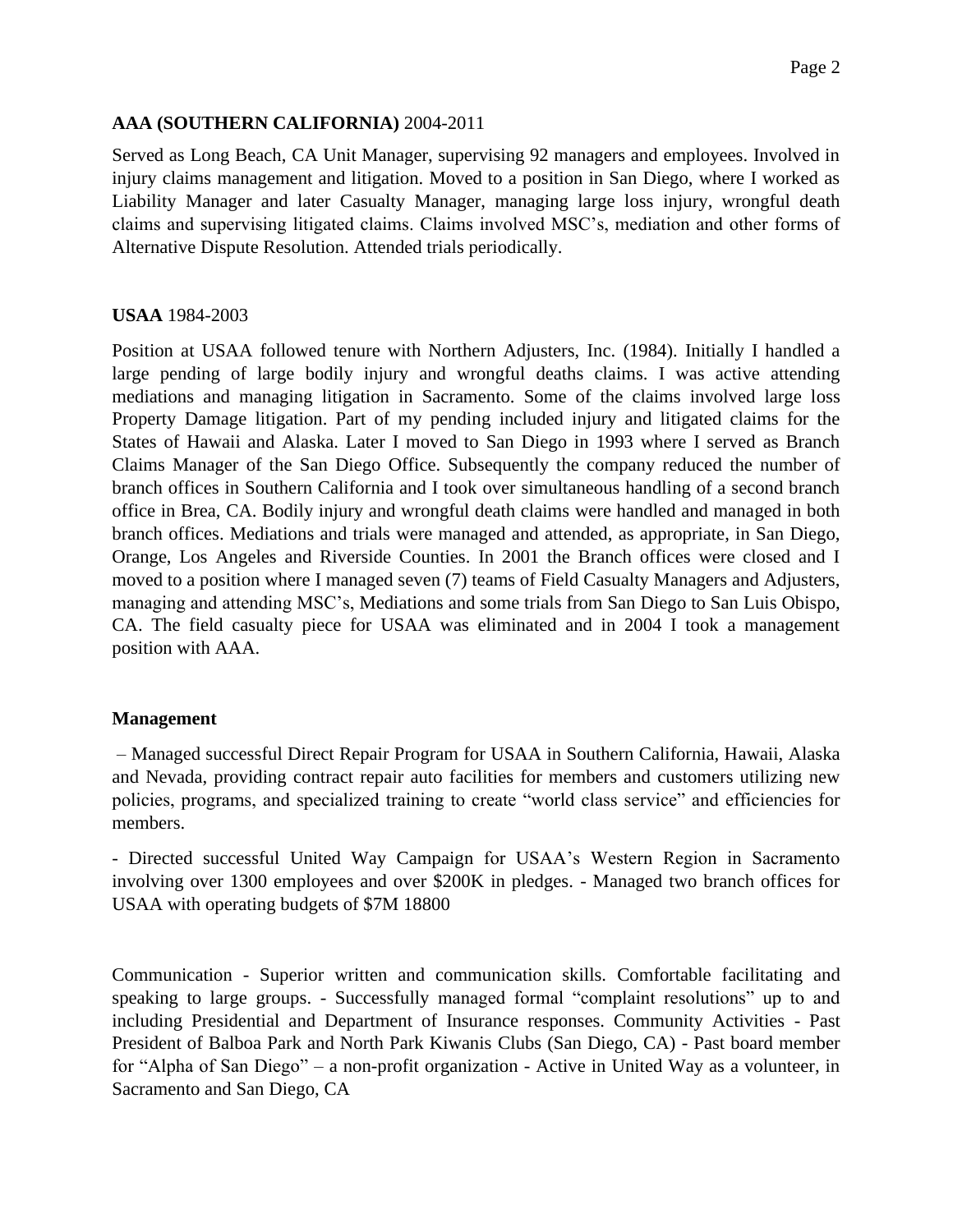**AAA (SOUTHERN CALIFORNIA)** 2004-2011

Served as Long Beach, CA Unit Manager, supervising 92 managers and employees. Involved in injury claims management and litigation. Moved to a position in San Diego, where I worked as Liability Manager and later Casualty Manager, managing large loss injury, wrongful death claims and supervising litigated claims. Claims involved MSC's, mediation and other forms of Alternative Dispute Resolution. Attended trials periodically.

**USAA** 1984-2003

Position at USAA followed tenure with Northern Adjusters, Inc. (1984). Initially I handled a large pending of large bodily injury and wrongful deaths claims. I was active attending mediations and managing litigation in Sacramento. Some of the claims involved large loss Property Damage litigation. Part of my pending included injury and litigated claims for the States of Hawaii and Alaska. Later I moved to San Diego in 1993 where I served as Branch Claims Manager of the San Diego Office. Subsequently the company reduced the number of branch offices in Southern California and I took over simultaneous handling of a second branch office in Brea, CA. Bodily injury and wrongful death claims were handled and managed in both branch offices. Mediations and trials were managed and attended, as appropriate, in San Diego, Orange, Los Angeles and Riverside Counties. In 2001 the Branch offices were closed and I moved to a position where I managed seven (7) teams of Field Casualty Managers and Adjusters, managing and attending MSC's, Mediations and some trials from San Diego to San Luis Obispo, CA. The field casualty piece for USAA was eliminated and in 2004 I took a management position with AAA.

**Management**

– Managed successful Direct Repair Program for USAA in Southern California, Hawaii, Alaska and Nevada, providing contract repair auto facilities for members and customers utilizing new policies, programs, and specialized training to create "world class service" and efficiencies for members.

- Directed successful United Way Campaign for USAA's Western Region in Sacramento involving over 1300 employees and over $200K in pledges. - Managed two branch offices for USAA with operating budgets of $7M 18800

Communication - Superior written and communication skills. Comfortable facilitating and speaking to large groups. - Successfully managed formal "complaint resolutions" up to and including Presidential and Department of Insurance responses. Community Activities - Past President of Balboa Park and North Park Kiwanis Clubs (San Diego, CA) - Past board member for "Alpha of San Diego" – a non-profit organization - Active in United Way as a volunteer, in Sacramento and San Diego, CA